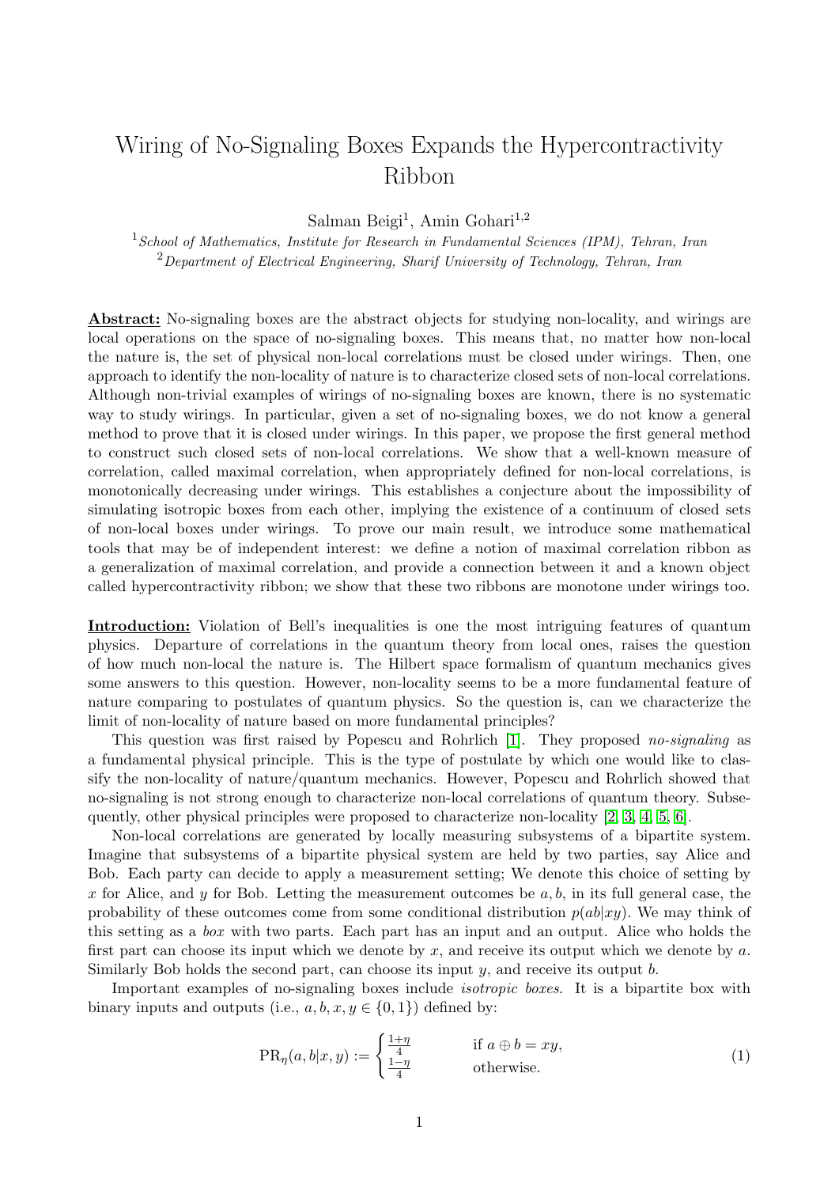# Wiring of No-Signaling Boxes Expands the Hypercontractivity Ribbon

Salman Beigi[1], Amin Gohari[1,2]

[1] *School of Mathematics, Institute for Research in Fundamental Sciences (IPM), Tehran, Iran*
[2] *Department of Electrical Engineering, Sharif University of Technology, Tehran, Iran*

**Abstract:** No-signaling boxes are the abstract objects for studying non-locality, and wirings are local operations on the space of no-signaling boxes. This means that, no matter how non-local the nature is, the set of physical non-local correlations must be closed under wirings. Then, one approach to identify the non-locality of nature is to characterize closed sets of non-local correlations. Although non-trivial examples of wirings of no-signaling boxes are known, there is no systematic way to study wirings. In particular, given a set of no-signaling boxes, we do not know a general method to prove that it is closed under wirings. In this paper, we propose the first general method to construct such closed sets of non-local correlations. We show that a well-known measure of correlation, called maximal correlation, when appropriately defined for non-local correlations, is monotonically decreasing under wirings. This establishes a conjecture about the impossibility of simulating isotropic boxes from each other, implying the existence of a continuum of closed sets of non-local boxes under wirings. To prove our main result, we introduce some mathematical tools that may be of independent interest: we define a notion of maximal correlation ribbon as a generalization of maximal correlation, and provide a connection between it and a known object called hypercontractivity ribbon; we show that these two ribbons are monotone under wirings too.

**Introduction:** Violation of Bell's inequalities is one the most intriguing features of quantum physics. Departure of correlations in the quantum theory from local ones, raises the question of how much non-local the nature is. The Hilbert space formalism of quantum mechanics gives some answers to this question. However, non-locality seems to be a more fundamental feature of nature comparing to postulates of quantum physics. So the question is, can we characterize the limit of non-locality of nature based on more fundamental principles?

This question was first raised by Popescu and Rohrlich [1]. They proposed *no-signaling* as a fundamental physical principle. This is the type of postulate by which one would like to classify the non-locality of nature/quantum mechanics. However, Popescu and Rohrlich showed that no-signaling is not strong enough to characterize non-local correlations of quantum theory. Subsequently, other physical principles were proposed to characterize non-locality [2, 3, 4, 5, 6].

Non-local correlations are generated by locally measuring subsystems of a bipartite system. Imagine that subsystems of a bipartite physical system are held by two parties, say Alice and Bob. Each party can decide to apply a measurement setting; We denote this choice of setting by $x$ for Alice, and $y$ for Bob. Letting the measurement outcomes be $a, b$, in its full general case, the probability of these outcomes come from some conditional distribution $p(ab|xy)$. We may think of this setting as a *box* with two parts. Each part has an input and an output. Alice who holds the first part can choose its input which we denote by $x$, and receive its output which we denote by $a$. Similarly Bob holds the second part, can choose its input $y$, and receive its output $b$.

Important examples of no-signaling boxes include *isotropic boxes*. It is a bipartite box with binary inputs and outputs (i.e., $a, b, x, y \in \{0, 1\}$) defined by:

$$\text{PR}_\eta(a, b|x, y) := \begin{cases} \frac{1+\eta}{4} & \text{if } a \oplus b = xy, \\ \frac{1-\eta}{4} & \text{otherwise.} \end{cases} \tag{1}$$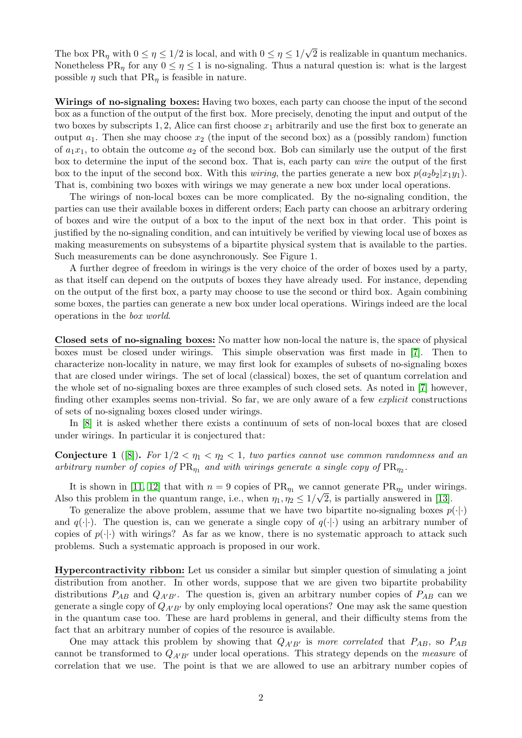The box $\text{PR}_\eta$ with $0 \leq \eta \leq 1/2$ is local, and with $0 \leq \eta \leq 1/\sqrt{2}$ is realizable in quantum mechanics. Nonetheless $\text{PR}_\eta$ for any $0 \leq \eta \leq 1$ is no-signaling. Thus a natural question is: what is the largest possible $\eta$ such that $\text{PR}_\eta$ is feasible in nature.

**Wirings of no-signaling boxes:** Having two boxes, each party can choose the input of the second box as a function of the output of the first box. More precisely, denoting the input and output of the two boxes by subscripts $1, 2$, Alice can first choose $x_1$ arbitrarily and use the first box to generate an output $a_1$. Then she may choose $x_2$ (the input of the second box) as a (possibly random) function of $a_1x_1$, to obtain the outcome $a_2$ of the second box. Bob can similarly use the output of the first box to determine the input of the second box. That is, each party can *wire* the output of the first box to the input of the second box. With this *wiring*, the parties generate a new box $p(a_2b_2|x_1y_1)$. That is, combining two boxes with wirings we may generate a new box under local operations.

The wirings of non-local boxes can be more complicated. By the no-signaling condition, the parties can use their available boxes in different orders; Each party can choose an arbitrary ordering of boxes and wire the output of a box to the input of the next box in that order. This point is justified by the no-signaling condition, and can intuitively be verified by viewing local use of boxes as making measurements on subsystems of a bipartite physical system that is available to the parties. Such measurements can be done asynchronously. See Figure 1.

A further degree of freedom in wirings is the very choice of the order of boxes used by a party, as that itself can depend on the outputs of boxes they have already used. For instance, depending on the output of the first box, a party may choose to use the second or third box. Again combining some boxes, the parties can generate a new box under local operations. Wirings indeed are the local operations in the *box world*.

**Closed sets of no-signaling boxes:** No matter how non-local the nature is, the space of physical boxes must be closed under wirings. This simple observation was first made in [7]. Then to characterize non-locality in nature, we may first look for examples of subsets of no-signaling boxes that are closed under wirings. The set of local (classical) boxes, the set of quantum correlation and the whole set of no-signaling boxes are three examples of such closed sets. As noted in [7] however, finding other examples seems non-trivial. So far, we are only aware of a few *explicit* constructions of sets of no-signaling boxes closed under wirings.

In [8] it is asked whether there exists a continuum of sets of non-local boxes that are closed under wirings. In particular it is conjectured that:

**Conjecture 1** ([8]). *For $1/2 < \eta_1 < \eta_2 < 1$, two parties cannot use common randomness and an arbitrary number of copies of $\text{PR}_{\eta_1}$ and with wirings generate a single copy of $\text{PR}_{\eta_2}$.*

It is shown in [11, 12] that with $n = 9$ copies of $\text{PR}_{\eta_1}$ we cannot generate $\text{PR}_{\eta_2}$ under wirings. Also this problem in the quantum range, i.e., when $\eta_1, \eta_2 \leq 1/\sqrt{2}$, is partially answered in [13].

To generalize the above problem, assume that we have two bipartite no-signaling boxes $p(\cdot|\cdot)$ and $q(\cdot|\cdot)$. The question is, can we generate a single copy of $q(\cdot|\cdot)$ using an arbitrary number of copies of $p(\cdot|\cdot)$ with wirings? As far as we know, there is no systematic approach to attack such problems. Such a systematic approach is proposed in our work.

**Hypercontractivity ribbon:** Let us consider a similar but simpler question of simulating a joint distribution from another. In other words, suppose that we are given two bipartite probability distributions $P_{AB}$ and $Q_{A'B'}$. The question is, given an arbitrary number copies of $P_{AB}$ can we generate a single copy of $Q_{A'B'}$ by only employing local operations? One may ask the same question in the quantum case too. These are hard problems in general, and their difficulty stems from the fact that an arbitrary number of copies of the resource is available.

One may attack this problem by showing that $Q_{A'B'}$ is *more correlated* that $P_{AB}$, so $P_{AB}$ cannot be transformed to $Q_{A'B'}$ under local operations. This strategy depends on the *measure* of correlation that we use. The point is that we are allowed to use an arbitrary number copies of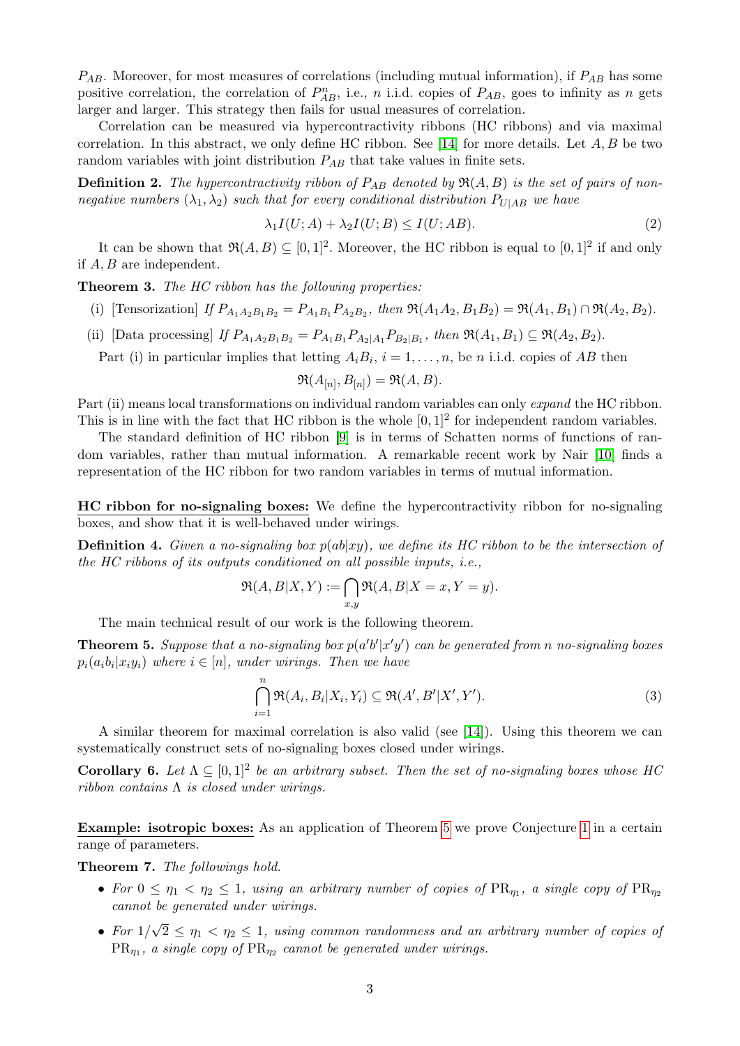$P_{AB}$. Moreover, for most measures of correlations (including mutual information), if $P_{AB}$ has some positive correlation, the correlation of $P_{AB}^n$, i.e., $n$ i.i.d. copies of $P_{AB}$, goes to infinity as $n$ gets larger and larger. This strategy then fails for usual measures of correlation.

Correlation can be measured via hypercontractivity ribbons (HC ribbons) and via maximal correlation. In this abstract, we only define HC ribbon. See [14] for more details. Let $A, B$ be two random variables with joint distribution $P_{AB}$ that take values in finite sets.

**Definition 2.** *The hypercontractivity ribbon of $P_{AB}$ denoted by $\mathfrak{R}(A, B)$ is the set of pairs of non-negative numbers $(\lambda_1, \lambda_2)$ such that for every conditional distribution $P_{U|AB}$ we have*

$$\lambda_1 I(U; A) + \lambda_2 I(U; B) \leq I(U; AB). \tag{2}$$

It can be shown that $\mathfrak{R}(A, B) \subseteq [0, 1]^2$. Moreover, the HC ribbon is equal to $[0, 1]^2$ if and only if $A, B$ are independent.

**Theorem 3.** *The HC ribbon has the following properties:*

- (i) [Tensorization] *If $P_{A_1A_2B_1B_2} = P_{A_1B_1}P_{A_2B_2}$, then $\mathfrak{R}(A_1A_2, B_1B_2) = \mathfrak{R}(A_1, B_1) \cap \mathfrak{R}(A_2, B_2)$.*
- (ii) [Data processing] *If $P_{A_1A_2B_1B_2} = P_{A_1B_1}P_{A_2|A_1}P_{B_2|B_1}$, then $\mathfrak{R}(A_1, B_1) \subseteq \mathfrak{R}(A_2, B_2)$.*

Part (i) in particular implies that letting $A_iB_i$, $i = 1, \dots, n$, be $n$ i.i.d. copies of $AB$ then

$$\mathfrak{R}(A_{[n]}, B_{[n]}) = \mathfrak{R}(A, B).$$

Part (ii) means local transformations on individual random variables can only *expand* the HC ribbon. This is in line with the fact that HC ribbon is the whole $[0, 1]^2$ for independent random variables.

The standard definition of HC ribbon [9] is in terms of Schatten norms of functions of random variables, rather than mutual information. A remarkable recent work by Nair [10] finds a representation of the HC ribbon for two random variables in terms of mutual information.

**HC ribbon for no-signaling boxes:** We define the hypercontractivity ribbon for no-signaling boxes, and show that it is well-behaved under wirings.

**Definition 4.** *Given a no-signaling box $p(ab|xy)$, we define its HC ribbon to be the intersection of the HC ribbons of its outputs conditioned on all possible inputs, i.e.,*

$$\mathfrak{R}(A, B|X, Y) := \bigcap_{x,y} \mathfrak{R}(A, B|X = x, Y = y).$$

The main technical result of our work is the following theorem.

**Theorem 5.** *Suppose that a no-signaling box $p(a'b'|x'y')$ can be generated from $n$ no-signaling boxes $p_i(a_ib_i|x_iy_i)$ where $i \in [n]$, under wirings. Then we have*

$$\bigcap_{i=1}^{n} \mathfrak{R}(A_i, B_i|X_i, Y_i) \subseteq \mathfrak{R}(A', B'|X', Y'). \tag{3}$$

A similar theorem for maximal correlation is also valid (see [14]). Using this theorem we can systematically construct sets of no-signaling boxes closed under wirings.

**Corollary 6.** *Let $\Lambda \subseteq [0, 1]^2$ be an arbitrary subset. Then the set of no-signaling boxes whose HC ribbon contains $\Lambda$ is closed under wirings.*

**Example: isotropic boxes:** As an application of Theorem 5 we prove Conjecture 1 in a certain range of parameters.

**Theorem 7.** *The followings hold.*

- *For $0 \leq \eta_1 < \eta_2 \leq 1$, using an arbitrary number of copies of $\mathrm{PR}_{\eta_1}$, a single copy of $\mathrm{PR}_{\eta_2}$ cannot be generated under wirings.*
- *For $1/\sqrt{2} \leq \eta_1 < \eta_2 \leq 1$, using common randomness and an arbitrary number of copies of $\mathrm{PR}_{\eta_1}$, a single copy of $\mathrm{PR}_{\eta_2}$ cannot be generated under wirings.*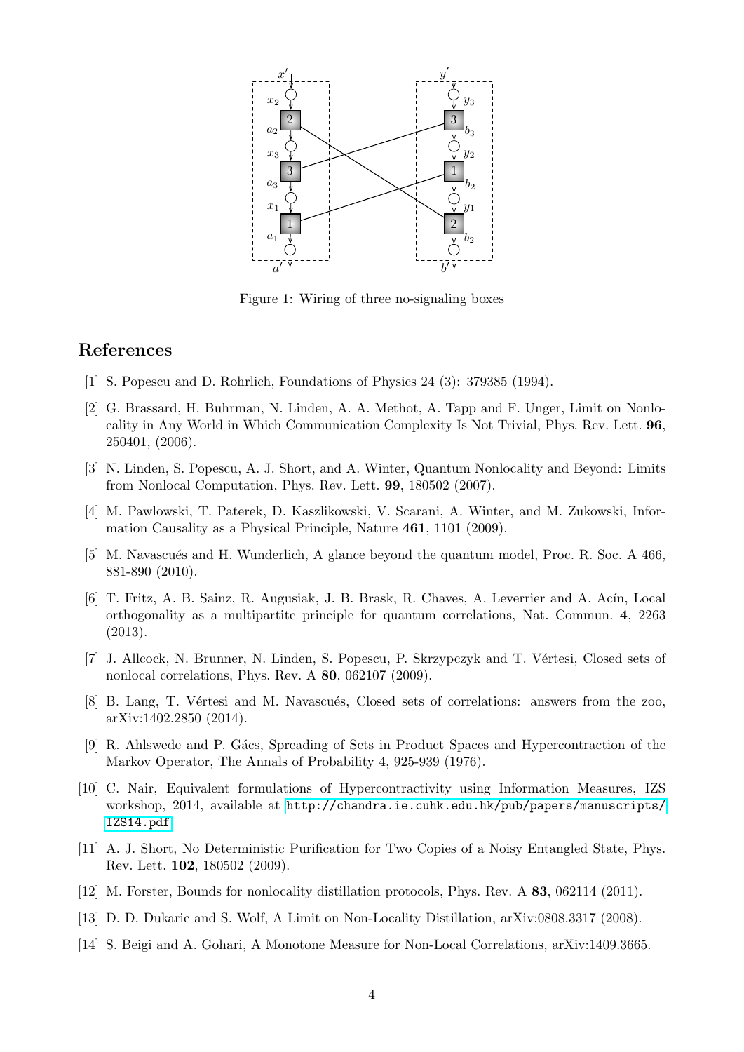$x'$

$x_2$

$a_2$

$x_3$

$a_3$

$x_1$

$a_1$

$a'$

$y'$

$y_3$

$b_3$

$y_2$

$b_2$

$y_1$

$b_2$

$b'$

2

3

1

3

1

2

Figure 1: Wiring of three no-signaling boxes

## References

[1] S. Popescu and D. Rohrlich, Foundations of Physics 24 (3): 379385 (1994).

[2] G. Brassard, H. Buhrman, N. Linden, A. A. Methot, A. Tapp and F. Unger, Limit on Nonlocality in Any World in Which Communication Complexity Is Not Trivial, Phys. Rev. Lett. **96**, 250401, (2006).

[3] N. Linden, S. Popescu, A. J. Short, and A. Winter, Quantum Nonlocality and Beyond: Limits from Nonlocal Computation, Phys. Rev. Lett. **99**, 180502 (2007).

[4] M. Pawlowski, T. Paterek, D. Kaszlikowski, V. Scarani, A. Winter, and M. Zukowski, Information Causality as a Physical Principle, Nature **461**, 1101 (2009).

[5] M. Navascués and H. Wunderlich, A glance beyond the quantum model, Proc. R. Soc. A 466, 881-890 (2010).

[6] T. Fritz, A. B. Sainz, R. Augusiak, J. B. Brask, R. Chaves, A. Leverrier and A. Acín, Local orthogonality as a multipartite principle for quantum correlations, Nat. Commun. **4**, 2263 (2013).

[7] J. Allcock, N. Brunner, N. Linden, S. Popescu, P. Skrzypczyk and T. Vértesi, Closed sets of nonlocal correlations, Phys. Rev. A **80**, 062107 (2009).

[8] B. Lang, T. Vértesi and M. Navascués, Closed sets of correlations: answers from the zoo, arXiv:1402.2850 (2014).

[9] R. Ahlswede and P. Gács, Spreading of Sets in Product Spaces and Hypercontraction of the Markov Operator, The Annals of Probability 4, 925-939 (1976).

[10] C. Nair, Equivalent formulations of Hypercontractivity using Information Measures, IZS workshop, 2014, available at http://chandra.ie.cuhk.edu.hk/pub/papers/manuscripts/IZS14.pdf

[11] A. J. Short, No Deterministic Purification for Two Copies of a Noisy Entangled State, Phys. Rev. Lett. **102**, 180502 (2009).

[12] M. Forster, Bounds for nonlocality distillation protocols, Phys. Rev. A **83**, 062114 (2011).

[13] D. D. Dukaric and S. Wolf, A Limit on Non-Locality Distillation, arXiv:0808.3317 (2008).

[14] S. Beigi and A. Gohari, A Monotone Measure for Non-Local Correlations, arXiv:1409.3665.